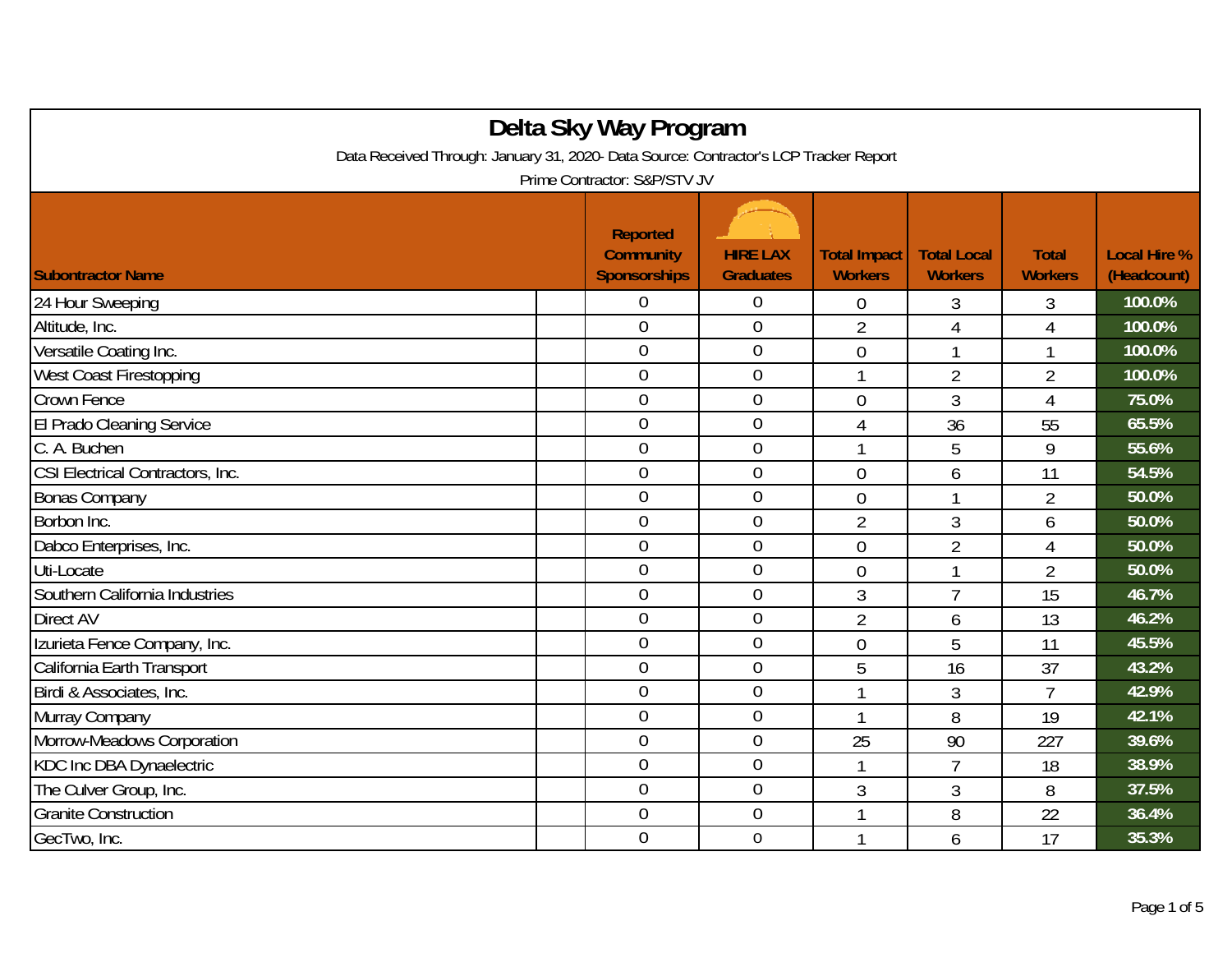# Delta Sky Way Program

Data Received Through: January 31, 2020- Data Source: Contractor's LCP Tracker Report

Prime Contractor: S&P/STV JV

| Subontractor Name | Reported Community Sponsorships | HIRE LAX Graduates | Total Impact Workers | Total Local Workers | Total Workers | Local Hire % (Headcount) |
|---|---|---|---|---|---|---|
| 24 Hour Sweeping | 0 | 0 | 0 | 3 | 3 | 100.0% |
| Altitude, Inc. | 0 | 0 | 2 | 4 | 4 | 100.0% |
| Versatile Coating Inc. | 0 | 0 | 0 | 1 | 1 | 100.0% |
| West Coast Firestopping | 0 | 0 | 1 | 2 | 2 | 100.0% |
| Crown Fence | 0 | 0 | 0 | 3 | 4 | 75.0% |
| El Prado Cleaning Service | 0 | 0 | 4 | 36 | 55 | 65.5% |
| C. A. Buchen | 0 | 0 | 1 | 5 | 9 | 55.6% |
| CSI Electrical Contractors, Inc. | 0 | 0 | 0 | 6 | 11 | 54.5% |
| Bonas Company | 0 | 0 | 0 | 1 | 2 | 50.0% |
| Borbon Inc. | 0 | 0 | 2 | 3 | 6 | 50.0% |
| Dabco Enterprises, Inc. | 0 | 0 | 0 | 2 | 4 | 50.0% |
| Uti-Locate | 0 | 0 | 0 | 1 | 2 | 50.0% |
| Southern California Industries | 0 | 0 | 3 | 7 | 15 | 46.7% |
| Direct AV | 0 | 0 | 2 | 6 | 13 | 46.2% |
| Izurieta Fence Company, Inc. | 0 | 0 | 0 | 5 | 11 | 45.5% |
| California Earth Transport | 0 | 0 | 5 | 16 | 37 | 43.2% |
| Birdi & Associates, Inc. | 0 | 0 | 1 | 3 | 7 | 42.9% |
| Murray Company | 0 | 0 | 1 | 8 | 19 | 42.1% |
| Morrow-Meadows Corporation | 0 | 0 | 25 | 90 | 227 | 39.6% |
| KDC Inc DBA Dynaelectric | 0 | 0 | 1 | 7 | 18 | 38.9% |
| The Culver Group, Inc. | 0 | 0 | 3 | 3 | 8 | 37.5% |
| Granite Construction | 0 | 0 | 1 | 8 | 22 | 36.4% |
| GecTwo, Inc. | 0 | 0 | 1 | 6 | 17 | 35.3% |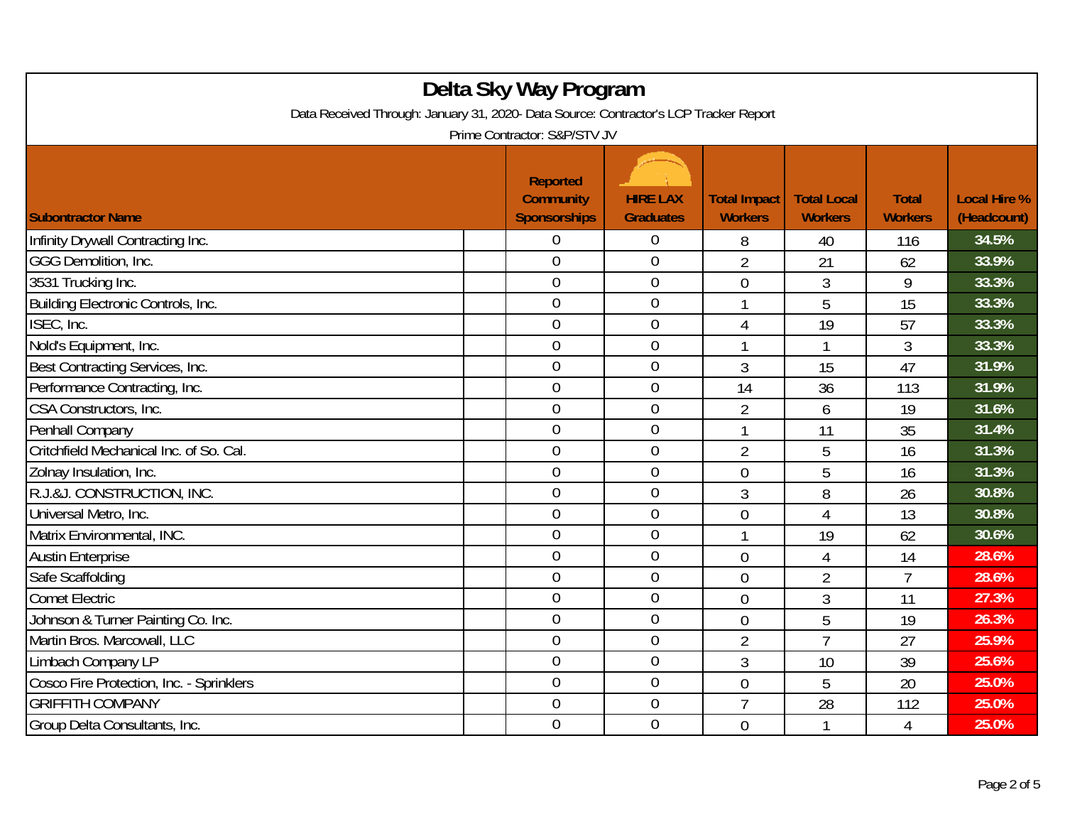# Delta Sky Way Program

Data Received Through: January 31, 2020- Data Source: Contractor's LCP Tracker Report

Prime Contractor: S&P/STV JV

| Subontractor Name | Reported Community Sponsorships | HIRE LAX Graduates | Total Impact Workers | Total Local Workers | Total Workers | Local Hire % (Headcount) |
|---|---|---|---|---|---|---|
| Infinity Drywall Contracting Inc. | 0 | 0 | 8 | 40 | 116 | 34.5% |
| GGG Demolition, Inc. | 0 | 0 | 2 | 21 | 62 | 33.9% |
| 3531 Trucking Inc. | 0 | 0 | 0 | 3 | 9 | 33.3% |
| Building Electronic Controls, Inc. | 0 | 0 | 1 | 5 | 15 | 33.3% |
| ISEC, Inc. | 0 | 0 | 4 | 19 | 57 | 33.3% |
| Nold's Equipment, Inc. | 0 | 0 | 1 | 1 | 3 | 33.3% |
| Best Contracting Services, Inc. | 0 | 0 | 3 | 15 | 47 | 31.9% |
| Performance Contracting, Inc. | 0 | 0 | 14 | 36 | 113 | 31.9% |
| CSA Constructors, Inc. | 0 | 0 | 2 | 6 | 19 | 31.6% |
| Penhall Company | 0 | 0 | 1 | 11 | 35 | 31.4% |
| Critchfield Mechanical Inc. of So. Cal. | 0 | 0 | 2 | 5 | 16 | 31.3% |
| Zolnay Insulation, Inc. | 0 | 0 | 0 | 5 | 16 | 31.3% |
| R.J.&J. CONSTRUCTION, INC. | 0 | 0 | 3 | 8 | 26 | 30.8% |
| Universal Metro, Inc. | 0 | 0 | 0 | 4 | 13 | 30.8% |
| Matrix Environmental, INC. | 0 | 0 | 1 | 19 | 62 | 30.6% |
| Austin Enterprise | 0 | 0 | 0 | 4 | 14 | 28.6% |
| Safe Scaffolding | 0 | 0 | 0 | 2 | 7 | 28.6% |
| Comet Electric | 0 | 0 | 0 | 3 | 11 | 27.3% |
| Johnson & Turner Painting Co. Inc. | 0 | 0 | 0 | 5 | 19 | 26.3% |
| Martin Bros. Marcowall, LLC | 0 | 0 | 2 | 7 | 27 | 25.9% |
| Limbach Company LP | 0 | 0 | 3 | 10 | 39 | 25.6% |
| Cosco Fire Protection, Inc. - Sprinklers | 0 | 0 | 0 | 5 | 20 | 25.0% |
| GRIFFITH COMPANY | 0 | 0 | 7 | 28 | 112 | 25.0% |
| Group Delta Consultants, Inc. | 0 | 0 | 0 | 1 | 4 | 25.0% |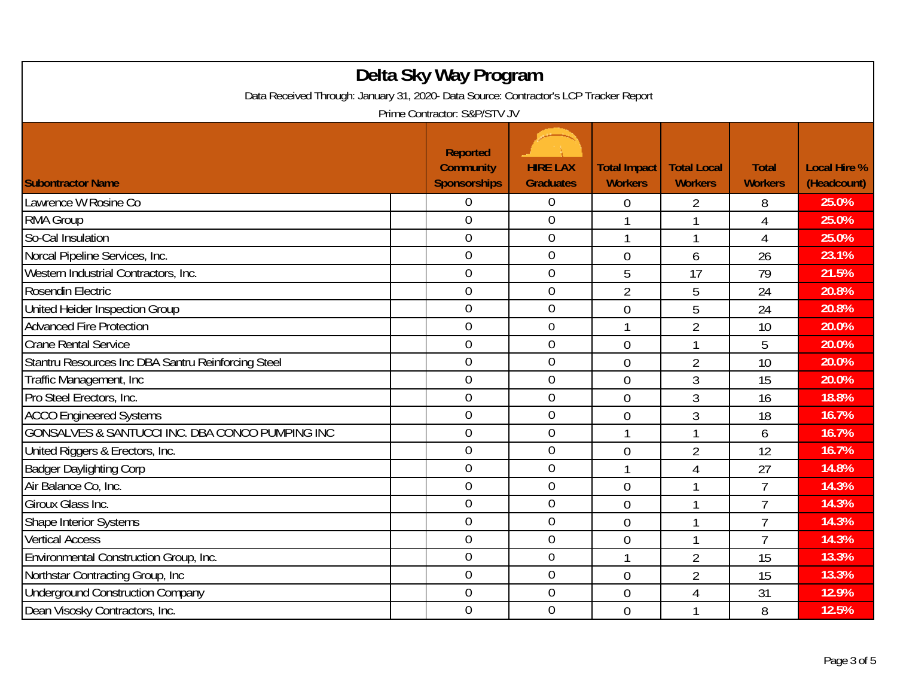# Delta Sky Way Program

Data Received Through: January 31, 2020- Data Source: Contractor's LCP Tracker Report

Prime Contractor: S&P/STV JV

| Subontractor Name | Reported Community Sponsorships | HIRE LAX Graduates | Total Impact Workers | Total Local Workers | Total Workers | Local Hire % (Headcount) |
|---|---|---|---|---|---|---|
| Lawrence W Rosine Co | 0 | 0 | 0 | 2 | 8 | 25.0% |
| RMA Group | 0 | 0 | 1 | 1 | 4 | 25.0% |
| So-Cal Insulation | 0 | 0 | 1 | 1 | 4 | 25.0% |
| Norcal Pipeline Services, Inc. | 0 | 0 | 0 | 6 | 26 | 23.1% |
| Western Industrial Contractors, Inc. | 0 | 0 | 5 | 17 | 79 | 21.5% |
| Rosendin Electric | 0 | 0 | 2 | 5 | 24 | 20.8% |
| United Heider Inspection Group | 0 | 0 | 0 | 5 | 24 | 20.8% |
| Advanced Fire Protection | 0 | 0 | 1 | 2 | 10 | 20.0% |
| Crane Rental Service | 0 | 0 | 0 | 1 | 5 | 20.0% |
| Stantru Resources Inc DBA Santru Reinforcing Steel | 0 | 0 | 0 | 2 | 10 | 20.0% |
| Traffic Management, Inc | 0 | 0 | 0 | 3 | 15 | 20.0% |
| Pro Steel Erectors, Inc. | 0 | 0 | 0 | 3 | 16 | 18.8% |
| ACCO Engineered Systems | 0 | 0 | 0 | 3 | 18 | 16.7% |
| GONSALVES & SANTUCCI INC. DBA CONCO PUMPING INC | 0 | 0 | 1 | 1 | 6 | 16.7% |
| United Riggers & Erectors, Inc. | 0 | 0 | 0 | 2 | 12 | 16.7% |
| Badger Daylighting Corp | 0 | 0 | 1 | 4 | 27 | 14.8% |
| Air Balance Co, Inc. | 0 | 0 | 0 | 1 | 7 | 14.3% |
| Giroux Glass Inc. | 0 | 0 | 0 | 1 | 7 | 14.3% |
| Shape Interior Systems | 0 | 0 | 0 | 1 | 7 | 14.3% |
| Vertical Access | 0 | 0 | 0 | 1 | 7 | 14.3% |
| Environmental Construction Group, Inc. | 0 | 0 | 1 | 2 | 15 | 13.3% |
| Northstar Contracting Group, Inc | 0 | 0 | 0 | 2 | 15 | 13.3% |
| Underground Construction Company | 0 | 0 | 0 | 4 | 31 | 12.9% |
| Dean Visosky Contractors, Inc. | 0 | 0 | 0 | 1 | 8 | 12.5% |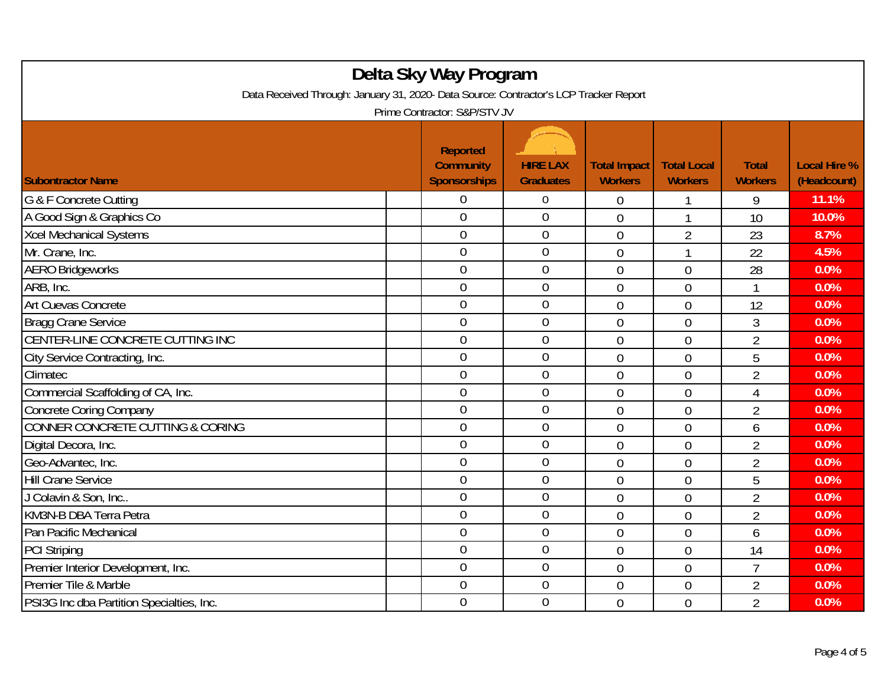# Delta Sky Way Program

Data Received Through: January 31, 2020- Data Source: Contractor's LCP Tracker Report

Prime Contractor: S&P/STV JV

| Subontractor Name | Reported Community Sponsorships | HIRE LAX Graduates | Total Impact Workers | Total Local Workers | Total Workers | Local Hire % (Headcount) |
|---|---|---|---|---|---|---|
| G & F Concrete Cutting | 0 | 0 | 0 | 1 | 9 | 11.1% |
| A Good Sign & Graphics Co | 0 | 0 | 0 | 1 | 10 | 10.0% |
| Xcel Mechanical Systems | 0 | 0 | 0 | 2 | 23 | 8.7% |
| Mr. Crane, Inc. | 0 | 0 | 0 | 1 | 22 | 4.5% |
| AERO Bridgeworks | 0 | 0 | 0 | 0 | 28 | 0.0% |
| ARB, Inc. | 0 | 0 | 0 | 0 | 1 | 0.0% |
| Art Cuevas Concrete | 0 | 0 | 0 | 0 | 12 | 0.0% |
| Bragg Crane Service | 0 | 0 | 0 | 0 | 3 | 0.0% |
| CENTER-LINE CONCRETE CUTTING INC | 0 | 0 | 0 | 0 | 2 | 0.0% |
| City Service Contracting, Inc. | 0 | 0 | 0 | 0 | 5 | 0.0% |
| Climatec | 0 | 0 | 0 | 0 | 2 | 0.0% |
| Commercial Scaffolding of CA, Inc. | 0 | 0 | 0 | 0 | 4 | 0.0% |
| Concrete Coring Company | 0 | 0 | 0 | 0 | 2 | 0.0% |
| CONNER CONCRETE CUTTING & CORING | 0 | 0 | 0 | 0 | 6 | 0.0% |
| Digital Decora, Inc. | 0 | 0 | 0 | 0 | 2 | 0.0% |
| Geo-Advantec, Inc. | 0 | 0 | 0 | 0 | 2 | 0.0% |
| Hill Crane Service | 0 | 0 | 0 | 0 | 5 | 0.0% |
| J Colavin & Son, Inc.. | 0 | 0 | 0 | 0 | 2 | 0.0% |
| KM3N-B DBA Terra Petra | 0 | 0 | 0 | 0 | 2 | 0.0% |
| Pan Pacific Mechanical | 0 | 0 | 0 | 0 | 6 | 0.0% |
| PCI Striping | 0 | 0 | 0 | 0 | 14 | 0.0% |
| Premier Interior Development, Inc. | 0 | 0 | 0 | 0 | 7 | 0.0% |
| Premier Tile & Marble | 0 | 0 | 0 | 0 | 2 | 0.0% |
| PSI3G Inc dba Partition Specialties, Inc. | 0 | 0 | 0 | 0 | 2 | 0.0% |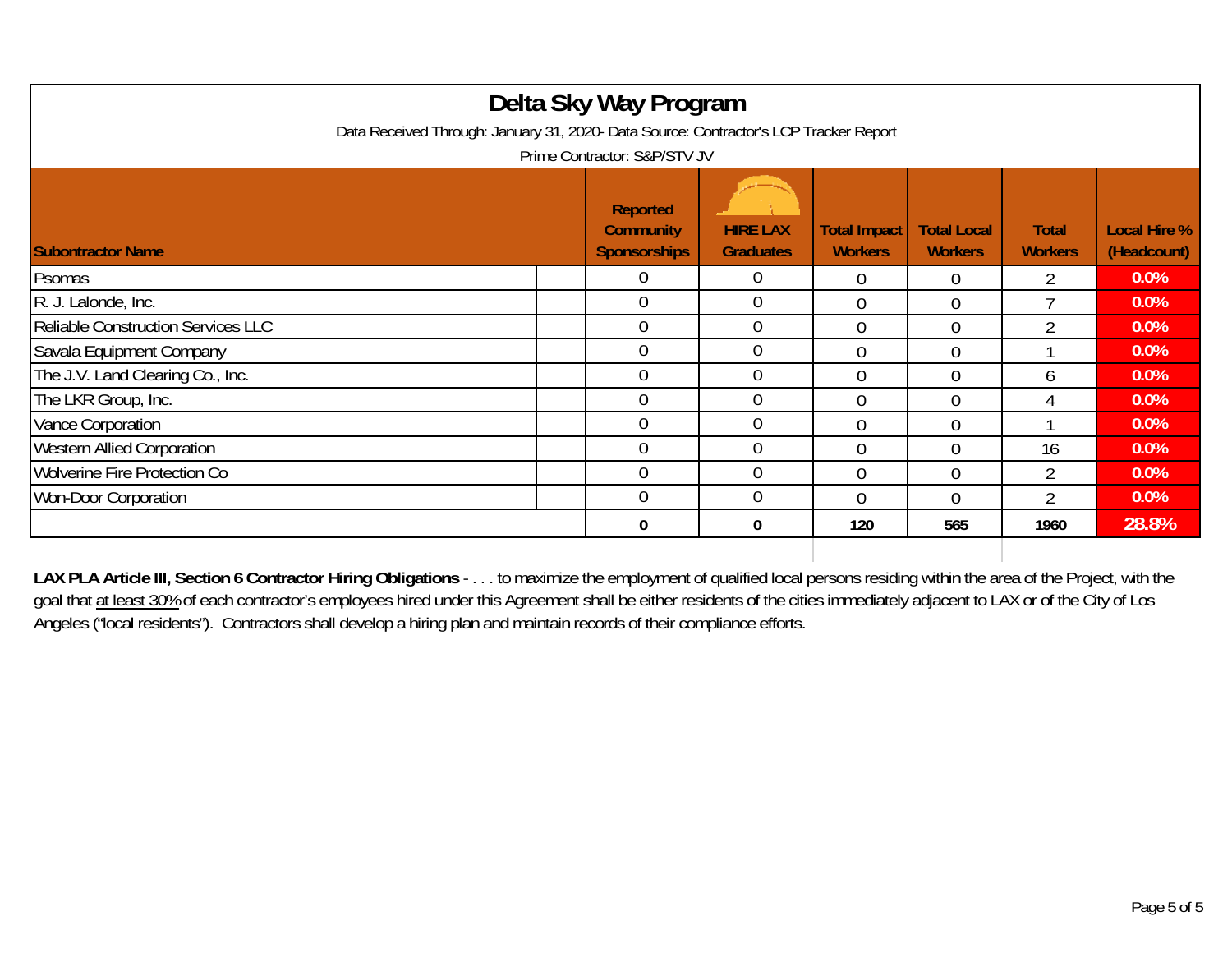# Delta Sky Way Program

Data Received Through: January 31, 2020- Data Source: Contractor's LCP Tracker Report

Prime Contractor: S&P/STV JV

| Subontractor Name | Reported Community Sponsorships | HIRE LAX Graduates | Total Impact Workers | Total Local Workers | Total Workers | Local Hire % (Headcount) |
|---|---|---|---|---|---|---|
| Psomas | 0 | 0 | 0 | 0 | 2 | 0.0% |
| R. J. Lalonde, Inc. | 0 | 0 | 0 | 0 | 7 | 0.0% |
| Reliable Construction Services LLC | 0 | 0 | 0 | 0 | 2 | 0.0% |
| Savala Equipment Company | 0 | 0 | 0 | 0 | 1 | 0.0% |
| The J.V. Land Clearing Co., Inc. | 0 | 0 | 0 | 0 | 6 | 0.0% |
| The LKR Group, Inc. | 0 | 0 | 0 | 0 | 4 | 0.0% |
| Vance Corporation | 0 | 0 | 0 | 0 | 1 | 0.0% |
| Western Allied Corporation | 0 | 0 | 0 | 0 | 16 | 0.0% |
| Wolverine Fire Protection Co | 0 | 0 | 0 | 0 | 2 | 0.0% |
| Won-Door Corporation | 0 | 0 | 0 | 0 | 2 | 0.0% |
| | **0** | **0** | **120** | **565** | **1960** | **28.8%** |

**LAX PLA Article III, Section 6 Contractor Hiring Obligations** - . . . to maximize the employment of qualified local persons residing within the area of the Project, with the goal that at least 30% of each contractor's employees hired under this Agreement shall be either residents of the cities immediately adjacent to LAX or of the City of Los Angeles ("local residents"). Contractors shall develop a hiring plan and maintain records of their compliance efforts.